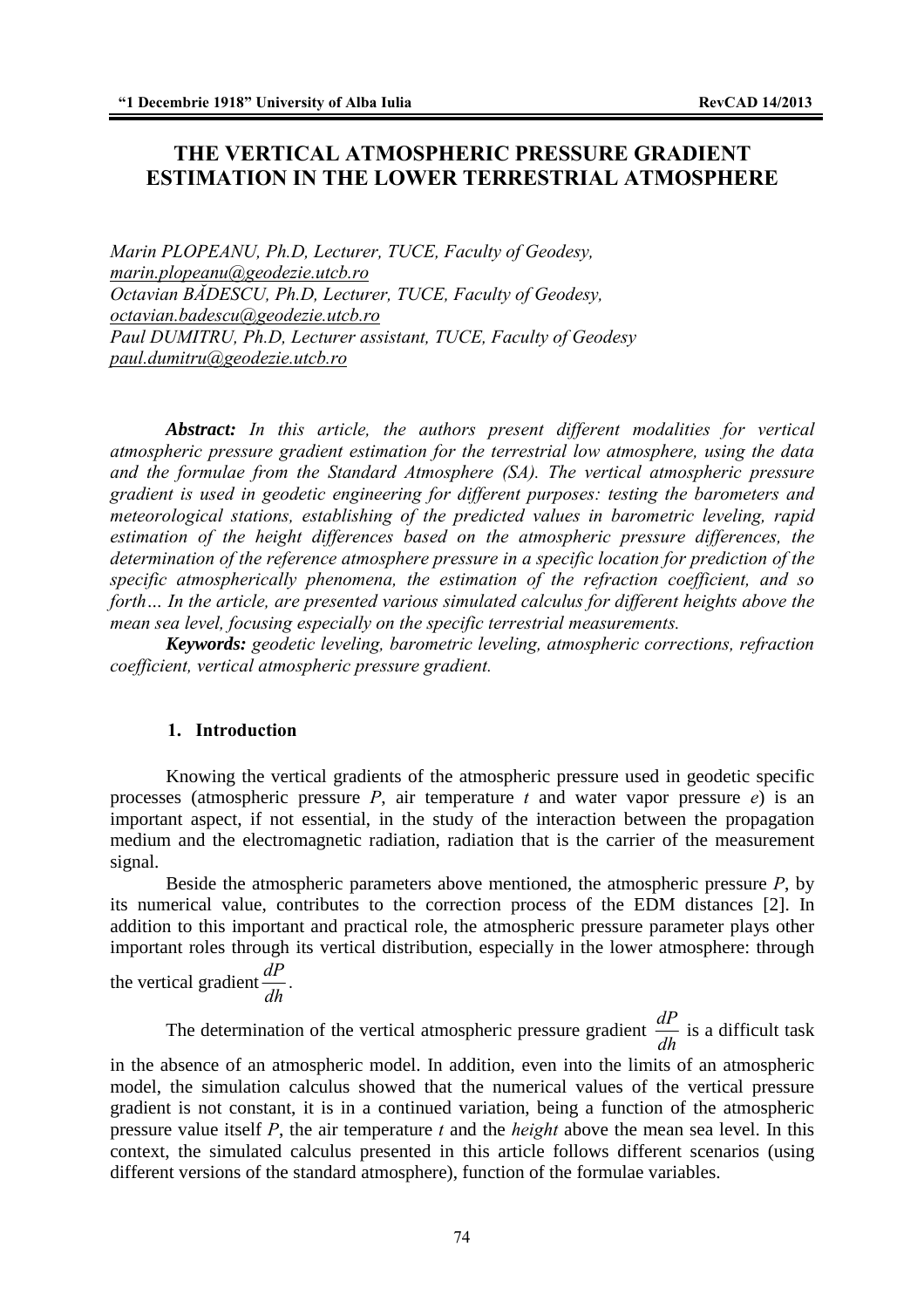# THE VERTICAL ATMOSPHERIC PRESSURE GRADIENT ESTIMATION IN THE LOWER TERRESTRIAL ATMOSPHERE

*Marin PLOPEANU, Ph.D, Lecturer, TUCE, Faculty of Geodesy,*
*marin.plopeanu@geodezie.utcb.ro*
*Octavian BĂDESCU, Ph.D, Lecturer, TUCE, Faculty of Geodesy,*
*octavian.badescu@geodezie.utcb.ro*
*Paul DUMITRU, Ph.D, Lecturer assistant, TUCE, Faculty of Geodesy*
*paul.dumitru@geodezie.utcb.ro*

***Abstract:*** *In this article, the authors present different modalities for vertical atmospheric pressure gradient estimation for the terrestrial low atmosphere, using the data and the formulae from the Standard Atmosphere (SA). The vertical atmospheric pressure gradient is used in geodetic engineering for different purposes: testing the barometers and meteorological stations, establishing of the predicted values in barometric leveling, rapid estimation of the height differences based on the atmospheric pressure differences, the determination of the reference atmosphere pressure in a specific location for prediction of the specific atmospherically phenomena, the estimation of the refraction coefficient, and so forth… In the article, are presented various simulated calculus for different heights above the mean sea level, focusing especially on the specific terrestrial measurements.*

***Keywords:*** *geodetic leveling, barometric leveling, atmospheric corrections, refraction coefficient, vertical atmospheric pressure gradient.*

## 1. Introduction

Knowing the vertical gradients of the atmospheric pressure used in geodetic specific processes (atmospheric pressure $P$, air temperature $t$ and water vapor pressure $e$) is an important aspect, if not essential, in the study of the interaction between the propagation medium and the electromagnetic radiation, radiation that is the carrier of the measurement signal.

Beside the atmospheric parameters above mentioned, the atmospheric pressure $P$, by its numerical value, contributes to the correction process of the EDM distances [2]. In addition to this important and practical role, the atmospheric pressure parameter plays other important roles through its vertical distribution, especially in the lower atmosphere: through the vertical gradient $\frac{dP}{dh}$.

The determination of the vertical atmospheric pressure gradient $\frac{dP}{dh}$ is a difficult task in the absence of an atmospheric model. In addition, even into the limits of an atmospheric model, the simulation calculus showed that the numerical values of the vertical pressure gradient is not constant, it is in a continued variation, being a function of the atmospheric pressure value itself $P$, the air temperature $t$ and the *height* above the mean sea level. In this context, the simulated calculus presented in this article follows different scenarios (using different versions of the standard atmosphere), function of the formulae variables.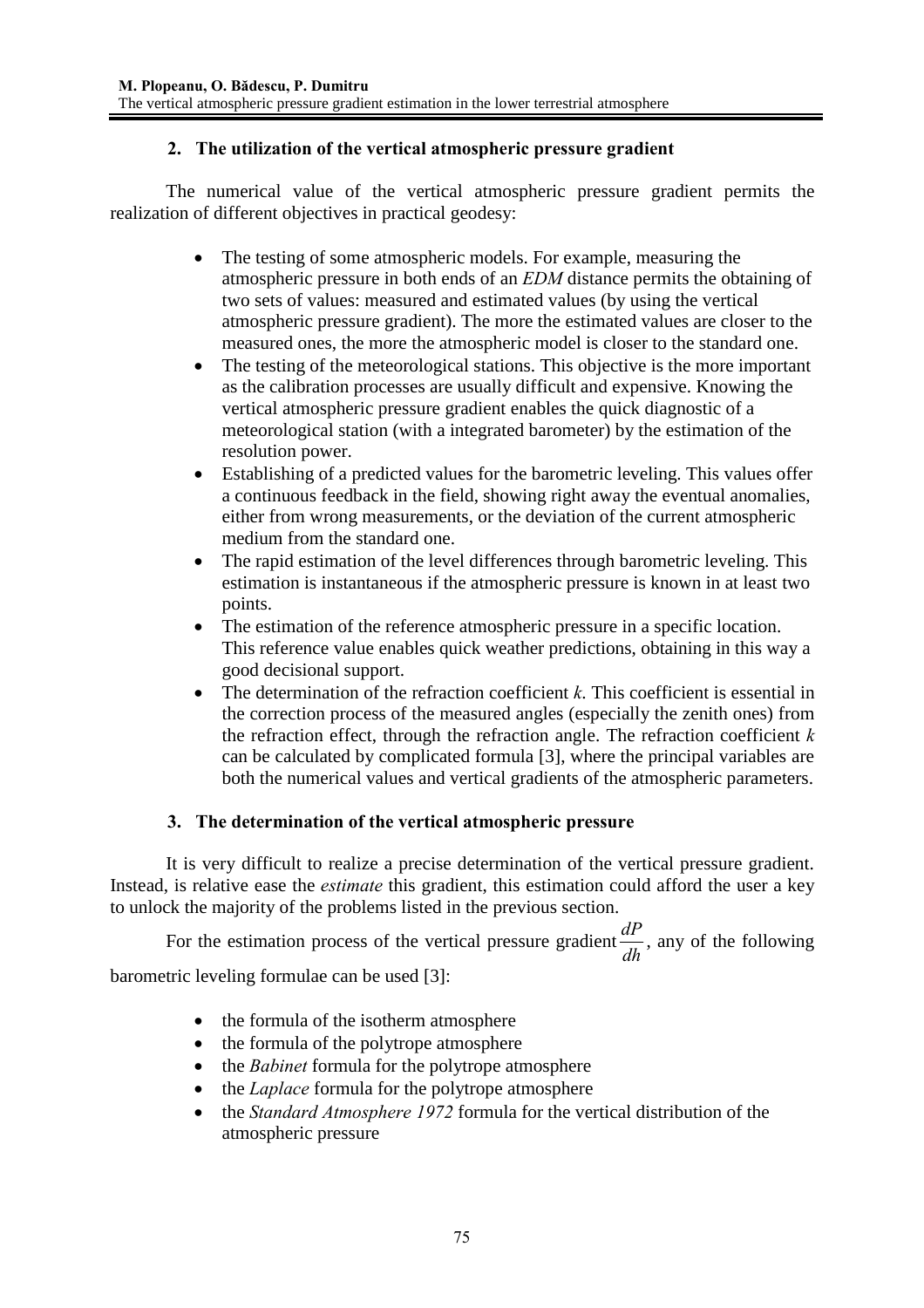## 2. The utilization of the vertical atmospheric pressure gradient

The numerical value of the vertical atmospheric pressure gradient permits the realization of different objectives in practical geodesy:

- The testing of some atmospheric models. For example, measuring the atmospheric pressure in both ends of an *EDM* distance permits the obtaining of two sets of values: measured and estimated values (by using the vertical atmospheric pressure gradient). The more the estimated values are closer to the measured ones, the more the atmospheric model is closer to the standard one.
- The testing of the meteorological stations. This objective is the more important as the calibration processes are usually difficult and expensive. Knowing the vertical atmospheric pressure gradient enables the quick diagnostic of a meteorological station (with a integrated barometer) by the estimation of the resolution power.
- Establishing of a predicted values for the barometric leveling. This values offer a continuous feedback in the field, showing right away the eventual anomalies, either from wrong measurements, or the deviation of the current atmospheric medium from the standard one.
- The rapid estimation of the level differences through barometric leveling. This estimation is instantaneous if the atmospheric pressure is known in at least two points.
- The estimation of the reference atmospheric pressure in a specific location. This reference value enables quick weather predictions, obtaining in this way a good decisional support.
- The determination of the refraction coefficient $k$. This coefficient is essential in the correction process of the measured angles (especially the zenith ones) from the refraction effect, through the refraction angle. The refraction coefficient $k$ can be calculated by complicated formula [3], where the principal variables are both the numerical values and vertical gradients of the atmospheric parameters.

## 3. The determination of the vertical atmospheric pressure

It is very difficult to realize a precise determination of the vertical pressure gradient. Instead, is relative ease the *estimate* this gradient, this estimation could afford the user a key to unlock the majority of the problems listed in the previous section.

For the estimation process of the vertical pressure gradient $\frac{dP}{dh}$, any of the following barometric leveling formulae can be used [3]:

- the formula of the isotherm atmosphere
- the formula of the polytrope atmosphere
- the *Babinet* formula for the polytrope atmosphere
- the *Laplace* formula for the polytrope atmosphere
- the *Standard Atmosphere 1972* formula for the vertical distribution of the atmospheric pressure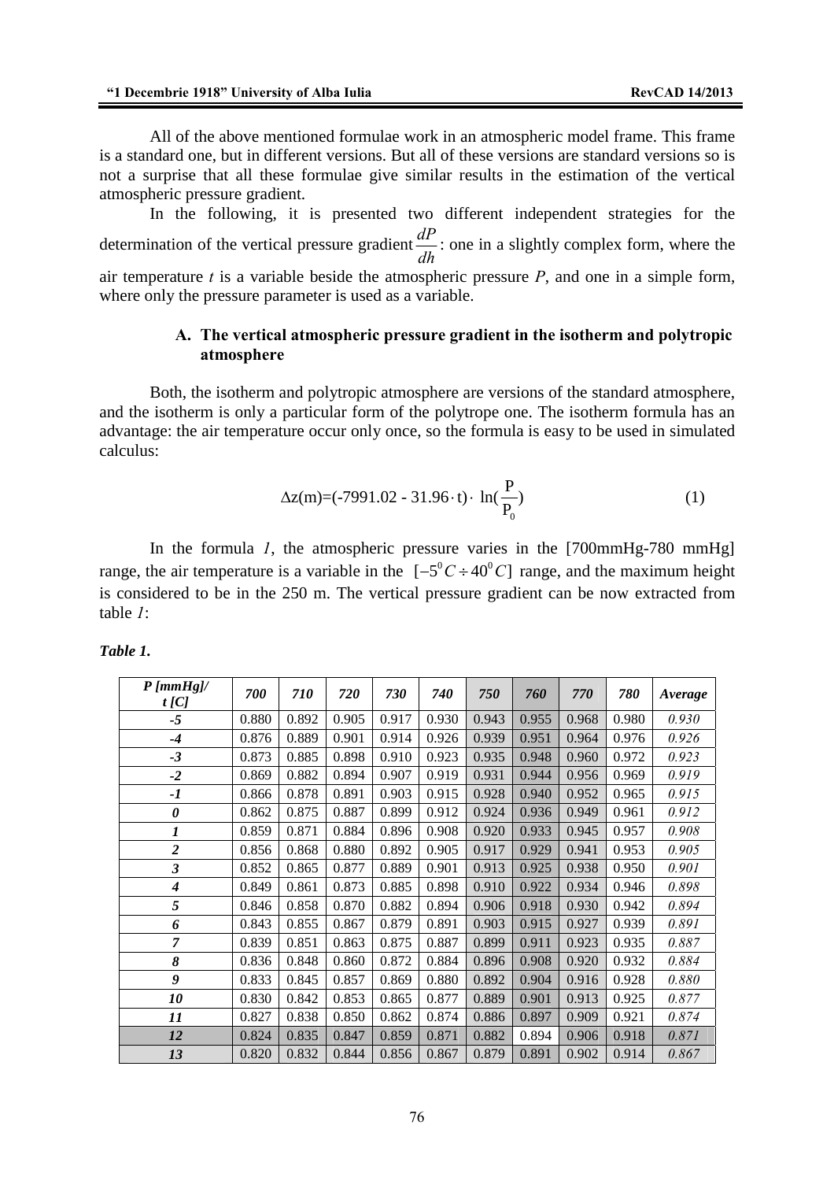All of the above mentioned formulae work in an atmospheric model frame. This frame is a standard one, but in different versions. But all of these versions are standard versions so is not a surprise that all these formulae give similar results in the estimation of the vertical atmospheric pressure gradient.

In the following, it is presented two different independent strategies for the determination of the vertical pressure gradient $\frac{dP}{dh}$: one in a slightly complex form, where the air temperature $t$ is a variable beside the atmospheric pressure $P$, and one in a simple form, where only the pressure parameter is used as a variable.

### A. The vertical atmospheric pressure gradient in the isotherm and polytropic atmosphere

Both, the isotherm and polytropic atmosphere are versions of the standard atmosphere, and the isotherm is only a particular form of the polytrope one. The isotherm formula has an advantage: the air temperature occur only once, so the formula is easy to be used in simulated calculus:

$$\Delta z(\mathrm{m}) = (-7991.02 - 31.96 \cdot t) \cdot \ln\left(\frac{\mathrm{P}}{\mathrm{P_0}}\right) \tag{1}$$

In the formula *1*, the atmospheric pressure varies in the [700mmHg-780 mmHg] range, the air temperature is a variable in the $[-5^0C \div 40^0C]$ range, and the maximum height is considered to be in the 250 m. The vertical pressure gradient can be now extracted from table *1*:

***Table 1.***

| *P [mmHg]/ t [C]* | *700* | *710* | *720* | *730* | *740* | *750* | *760* | *770* | *780* | *Average* |
|---|---|---|---|---|---|---|---|---|---|---|
| *-5* | 0.880 | 0.892 | 0.905 | 0.917 | 0.930 | 0.943 | 0.955 | 0.968 | 0.980 | *0.930* |
| *-4* | 0.876 | 0.889 | 0.901 | 0.914 | 0.926 | 0.939 | 0.951 | 0.964 | 0.976 | *0.926* |
| *-3* | 0.873 | 0.885 | 0.898 | 0.910 | 0.923 | 0.935 | 0.948 | 0.960 | 0.972 | *0.923* |
| *-2* | 0.869 | 0.882 | 0.894 | 0.907 | 0.919 | 0.931 | 0.944 | 0.956 | 0.969 | *0.919* |
| *-1* | 0.866 | 0.878 | 0.891 | 0.903 | 0.915 | 0.928 | 0.940 | 0.952 | 0.965 | *0.915* |
| *0* | 0.862 | 0.875 | 0.887 | 0.899 | 0.912 | 0.924 | 0.936 | 0.949 | 0.961 | *0.912* |
| *1* | 0.859 | 0.871 | 0.884 | 0.896 | 0.908 | 0.920 | 0.933 | 0.945 | 0.957 | *0.908* |
| *2* | 0.856 | 0.868 | 0.880 | 0.892 | 0.905 | 0.917 | 0.929 | 0.941 | 0.953 | *0.905* |
| *3* | 0.852 | 0.865 | 0.877 | 0.889 | 0.901 | 0.913 | 0.925 | 0.938 | 0.950 | *0.901* |
| *4* | 0.849 | 0.861 | 0.873 | 0.885 | 0.898 | 0.910 | 0.922 | 0.934 | 0.946 | *0.898* |
| *5* | 0.846 | 0.858 | 0.870 | 0.882 | 0.894 | 0.906 | 0.918 | 0.930 | 0.942 | *0.894* |
| *6* | 0.843 | 0.855 | 0.867 | 0.879 | 0.891 | 0.903 | 0.915 | 0.927 | 0.939 | *0.891* |
| *7* | 0.839 | 0.851 | 0.863 | 0.875 | 0.887 | 0.899 | 0.911 | 0.923 | 0.935 | *0.887* |
| *8* | 0.836 | 0.848 | 0.860 | 0.872 | 0.884 | 0.896 | 0.908 | 0.920 | 0.932 | *0.884* |
| *9* | 0.833 | 0.845 | 0.857 | 0.869 | 0.880 | 0.892 | 0.904 | 0.916 | 0.928 | *0.880* |
| *10* | 0.830 | 0.842 | 0.853 | 0.865 | 0.877 | 0.889 | 0.901 | 0.913 | 0.925 | *0.877* |
| *11* | 0.827 | 0.838 | 0.850 | 0.862 | 0.874 | 0.886 | 0.897 | 0.909 | 0.921 | *0.874* |
| *12* | 0.824 | 0.835 | 0.847 | 0.859 | 0.871 | 0.882 | 0.894 | 0.906 | 0.918 | *0.871* |
| *13* | 0.820 | 0.832 | 0.844 | 0.856 | 0.867 | 0.879 | 0.891 | 0.902 | 0.914 | *0.867* |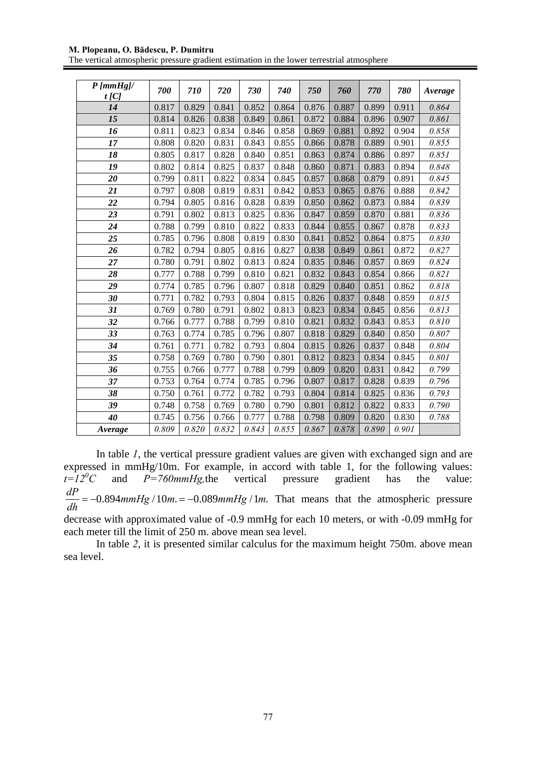| P [mmHg]/ t [C] | 700 | 710 | 720 | 730 | 740 | 750 | 760 | 770 | 780 | Average |
|---|---|---|---|---|---|---|---|---|---|---|
| 14 | 0.817 | 0.829 | 0.841 | 0.852 | 0.864 | 0.876 | 0.887 | 0.899 | 0.911 | 0.864 |
| 15 | 0.814 | 0.826 | 0.838 | 0.849 | 0.861 | 0.872 | 0.884 | 0.896 | 0.907 | 0.861 |
| 16 | 0.811 | 0.823 | 0.834 | 0.846 | 0.858 | 0.869 | 0.881 | 0.892 | 0.904 | 0.858 |
| 17 | 0.808 | 0.820 | 0.831 | 0.843 | 0.855 | 0.866 | 0.878 | 0.889 | 0.901 | 0.855 |
| 18 | 0.805 | 0.817 | 0.828 | 0.840 | 0.851 | 0.863 | 0.874 | 0.886 | 0.897 | 0.851 |
| 19 | 0.802 | 0.814 | 0.825 | 0.837 | 0.848 | 0.860 | 0.871 | 0.883 | 0.894 | 0.848 |
| 20 | 0.799 | 0.811 | 0.822 | 0.834 | 0.845 | 0.857 | 0.868 | 0.879 | 0.891 | 0.845 |
| 21 | 0.797 | 0.808 | 0.819 | 0.831 | 0.842 | 0.853 | 0.865 | 0.876 | 0.888 | 0.842 |
| 22 | 0.794 | 0.805 | 0.816 | 0.828 | 0.839 | 0.850 | 0.862 | 0.873 | 0.884 | 0.839 |
| 23 | 0.791 | 0.802 | 0.813 | 0.825 | 0.836 | 0.847 | 0.859 | 0.870 | 0.881 | 0.836 |
| 24 | 0.788 | 0.799 | 0.810 | 0.822 | 0.833 | 0.844 | 0.855 | 0.867 | 0.878 | 0.833 |
| 25 | 0.785 | 0.796 | 0.808 | 0.819 | 0.830 | 0.841 | 0.852 | 0.864 | 0.875 | 0.830 |
| 26 | 0.782 | 0.794 | 0.805 | 0.816 | 0.827 | 0.838 | 0.849 | 0.861 | 0.872 | 0.827 |
| 27 | 0.780 | 0.791 | 0.802 | 0.813 | 0.824 | 0.835 | 0.846 | 0.857 | 0.869 | 0.824 |
| 28 | 0.777 | 0.788 | 0.799 | 0.810 | 0.821 | 0.832 | 0.843 | 0.854 | 0.866 | 0.821 |
| 29 | 0.774 | 0.785 | 0.796 | 0.807 | 0.818 | 0.829 | 0.840 | 0.851 | 0.862 | 0.818 |
| 30 | 0.771 | 0.782 | 0.793 | 0.804 | 0.815 | 0.826 | 0.837 | 0.848 | 0.859 | 0.815 |
| 31 | 0.769 | 0.780 | 0.791 | 0.802 | 0.813 | 0.823 | 0.834 | 0.845 | 0.856 | 0.813 |
| 32 | 0.766 | 0.777 | 0.788 | 0.799 | 0.810 | 0.821 | 0.832 | 0.843 | 0.853 | 0.810 |
| 33 | 0.763 | 0.774 | 0.785 | 0.796 | 0.807 | 0.818 | 0.829 | 0.840 | 0.850 | 0.807 |
| 34 | 0.761 | 0.771 | 0.782 | 0.793 | 0.804 | 0.815 | 0.826 | 0.837 | 0.848 | 0.804 |
| 35 | 0.758 | 0.769 | 0.780 | 0.790 | 0.801 | 0.812 | 0.823 | 0.834 | 0.845 | 0.801 |
| 36 | 0.755 | 0.766 | 0.777 | 0.788 | 0.799 | 0.809 | 0.820 | 0.831 | 0.842 | 0.799 |
| 37 | 0.753 | 0.764 | 0.774 | 0.785 | 0.796 | 0.807 | 0.817 | 0.828 | 0.839 | 0.796 |
| 38 | 0.750 | 0.761 | 0.772 | 0.782 | 0.793 | 0.804 | 0.814 | 0.825 | 0.836 | 0.793 |
| 39 | 0.748 | 0.758 | 0.769 | 0.780 | 0.790 | 0.801 | 0.812 | 0.822 | 0.833 | 0.790 |
| 40 | 0.745 | 0.756 | 0.766 | 0.777 | 0.788 | 0.798 | 0.809 | 0.820 | 0.830 | 0.788 |
| Average | 0.809 | 0.820 | 0.832 | 0.843 | 0.855 | 0.867 | 0.878 | 0.890 | 0.901 | |

In table *1*, the vertical pressure gradient values are given with exchanged sign and are expressed in mmHg/10m. For example, in accord with table 1, for the following values: $t=12^0C$ and $P=760mmHg$, the vertical pressure gradient has the value: $\frac{dP}{dh} = -0.894 mmHg/10m. = -0.089 mmHg/1m.$ That means that the atmospheric pressure decrease with approximated value of -0.9 mmHg for each 10 meters, or with -0.09 mmHg for each meter till the limit of 250 m. above mean sea level.

In table *2*, it is presented similar calculus for the maximum height 750m. above mean sea level.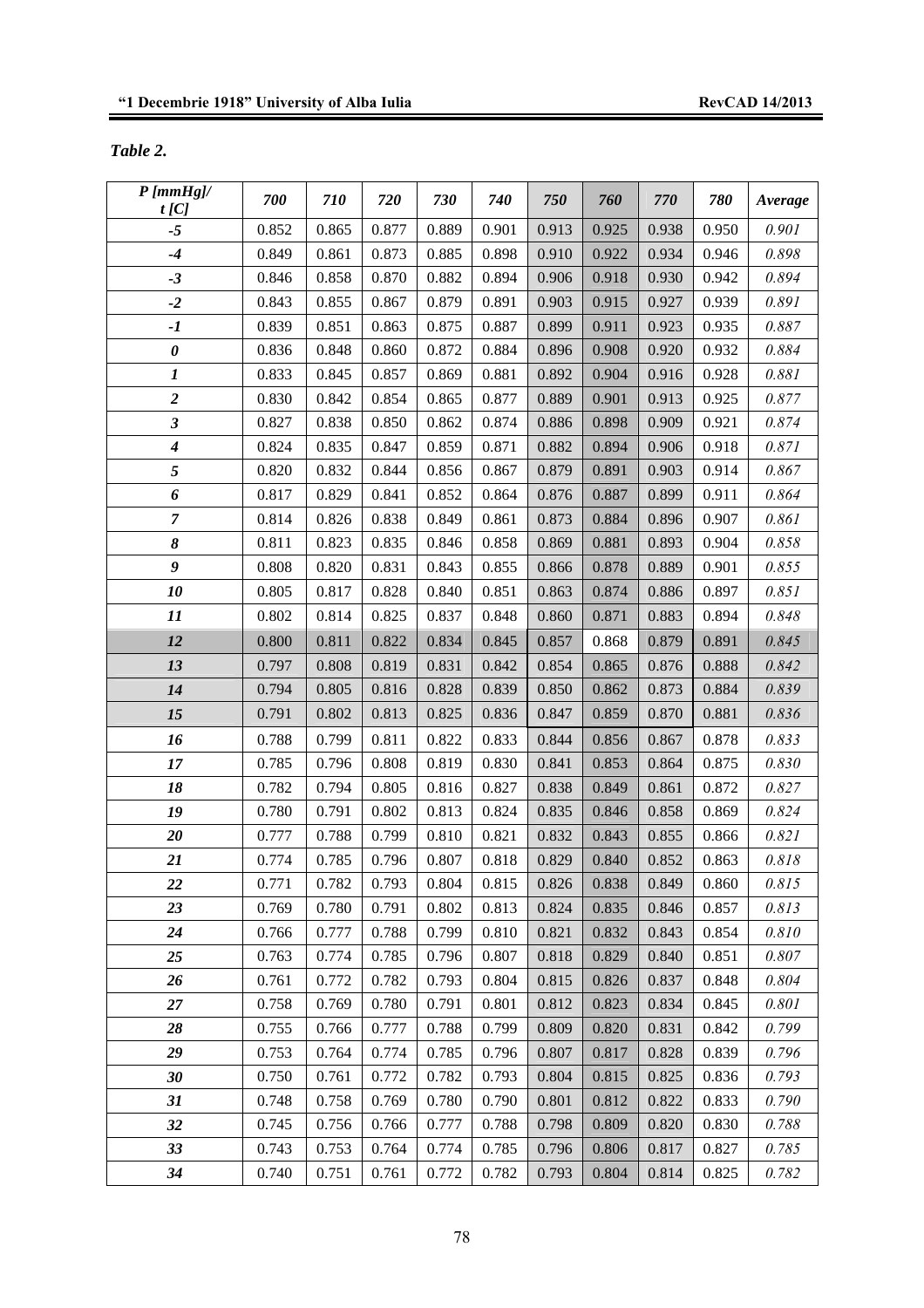*Table 2.*

| *P [mmHg]/ t [C]* | *700* | *710* | *720* | *730* | *740* | *750* | *760* | *770* | *780* | *Average* |
|---|---|---|---|---|---|---|---|---|---|---|
| ***-5*** | 0.852 | 0.865 | 0.877 | 0.889 | 0.901 | 0.913 | 0.925 | 0.938 | 0.950 | *0.901* |
| ***-4*** | 0.849 | 0.861 | 0.873 | 0.885 | 0.898 | 0.910 | 0.922 | 0.934 | 0.946 | *0.898* |
| ***-3*** | 0.846 | 0.858 | 0.870 | 0.882 | 0.894 | 0.906 | 0.918 | 0.930 | 0.942 | *0.894* |
| ***-2*** | 0.843 | 0.855 | 0.867 | 0.879 | 0.891 | 0.903 | 0.915 | 0.927 | 0.939 | *0.891* |
| ***-1*** | 0.839 | 0.851 | 0.863 | 0.875 | 0.887 | 0.899 | 0.911 | 0.923 | 0.935 | *0.887* |
| ***0*** | 0.836 | 0.848 | 0.860 | 0.872 | 0.884 | 0.896 | 0.908 | 0.920 | 0.932 | *0.884* |
| ***1*** | 0.833 | 0.845 | 0.857 | 0.869 | 0.881 | 0.892 | 0.904 | 0.916 | 0.928 | *0.881* |
| ***2*** | 0.830 | 0.842 | 0.854 | 0.865 | 0.877 | 0.889 | 0.901 | 0.913 | 0.925 | *0.877* |
| ***3*** | 0.827 | 0.838 | 0.850 | 0.862 | 0.874 | 0.886 | 0.898 | 0.909 | 0.921 | *0.874* |
| ***4*** | 0.824 | 0.835 | 0.847 | 0.859 | 0.871 | 0.882 | 0.894 | 0.906 | 0.918 | *0.871* |
| ***5*** | 0.820 | 0.832 | 0.844 | 0.856 | 0.867 | 0.879 | 0.891 | 0.903 | 0.914 | *0.867* |
| ***6*** | 0.817 | 0.829 | 0.841 | 0.852 | 0.864 | 0.876 | 0.887 | 0.899 | 0.911 | *0.864* |
| ***7*** | 0.814 | 0.826 | 0.838 | 0.849 | 0.861 | 0.873 | 0.884 | 0.896 | 0.907 | *0.861* |
| ***8*** | 0.811 | 0.823 | 0.835 | 0.846 | 0.858 | 0.869 | 0.881 | 0.893 | 0.904 | *0.858* |
| ***9*** | 0.808 | 0.820 | 0.831 | 0.843 | 0.855 | 0.866 | 0.878 | 0.889 | 0.901 | *0.855* |
| ***10*** | 0.805 | 0.817 | 0.828 | 0.840 | 0.851 | 0.863 | 0.874 | 0.886 | 0.897 | *0.851* |
| ***11*** | 0.802 | 0.814 | 0.825 | 0.837 | 0.848 | 0.860 | 0.871 | 0.883 | 0.894 | *0.848* |
| ***12*** | 0.800 | 0.811 | 0.822 | 0.834 | 0.845 | 0.857 | 0.868 | 0.879 | 0.891 | *0.845* |
| ***13*** | 0.797 | 0.808 | 0.819 | 0.831 | 0.842 | 0.854 | 0.865 | 0.876 | 0.888 | *0.842* |
| ***14*** | 0.794 | 0.805 | 0.816 | 0.828 | 0.839 | 0.850 | 0.862 | 0.873 | 0.884 | *0.839* |
| ***15*** | 0.791 | 0.802 | 0.813 | 0.825 | 0.836 | 0.847 | 0.859 | 0.870 | 0.881 | *0.836* |
| ***16*** | 0.788 | 0.799 | 0.811 | 0.822 | 0.833 | 0.844 | 0.856 | 0.867 | 0.878 | *0.833* |
| ***17*** | 0.785 | 0.796 | 0.808 | 0.819 | 0.830 | 0.841 | 0.853 | 0.864 | 0.875 | *0.830* |
| ***18*** | 0.782 | 0.794 | 0.805 | 0.816 | 0.827 | 0.838 | 0.849 | 0.861 | 0.872 | *0.827* |
| ***19*** | 0.780 | 0.791 | 0.802 | 0.813 | 0.824 | 0.835 | 0.846 | 0.858 | 0.869 | *0.824* |
| ***20*** | 0.777 | 0.788 | 0.799 | 0.810 | 0.821 | 0.832 | 0.843 | 0.855 | 0.866 | *0.821* |
| ***21*** | 0.774 | 0.785 | 0.796 | 0.807 | 0.818 | 0.829 | 0.840 | 0.852 | 0.863 | *0.818* |
| ***22*** | 0.771 | 0.782 | 0.793 | 0.804 | 0.815 | 0.826 | 0.838 | 0.849 | 0.860 | *0.815* |
| ***23*** | 0.769 | 0.780 | 0.791 | 0.802 | 0.813 | 0.824 | 0.835 | 0.846 | 0.857 | *0.813* |
| ***24*** | 0.766 | 0.777 | 0.788 | 0.799 | 0.810 | 0.821 | 0.832 | 0.843 | 0.854 | *0.810* |
| ***25*** | 0.763 | 0.774 | 0.785 | 0.796 | 0.807 | 0.818 | 0.829 | 0.840 | 0.851 | *0.807* |
| ***26*** | 0.761 | 0.772 | 0.782 | 0.793 | 0.804 | 0.815 | 0.826 | 0.837 | 0.848 | *0.804* |
| ***27*** | 0.758 | 0.769 | 0.780 | 0.791 | 0.801 | 0.812 | 0.823 | 0.834 | 0.845 | *0.801* |
| ***28*** | 0.755 | 0.766 | 0.777 | 0.788 | 0.799 | 0.809 | 0.820 | 0.831 | 0.842 | *0.799* |
| ***29*** | 0.753 | 0.764 | 0.774 | 0.785 | 0.796 | 0.807 | 0.817 | 0.828 | 0.839 | *0.796* |
| ***30*** | 0.750 | 0.761 | 0.772 | 0.782 | 0.793 | 0.804 | 0.815 | 0.825 | 0.836 | *0.793* |
| ***31*** | 0.748 | 0.758 | 0.769 | 0.780 | 0.790 | 0.801 | 0.812 | 0.822 | 0.833 | *0.790* |
| ***32*** | 0.745 | 0.756 | 0.766 | 0.777 | 0.788 | 0.798 | 0.809 | 0.820 | 0.830 | *0.788* |
| ***33*** | 0.743 | 0.753 | 0.764 | 0.774 | 0.785 | 0.796 | 0.806 | 0.817 | 0.827 | *0.785* |
| ***34*** | 0.740 | 0.751 | 0.761 | 0.772 | 0.782 | 0.793 | 0.804 | 0.814 | 0.825 | *0.782* |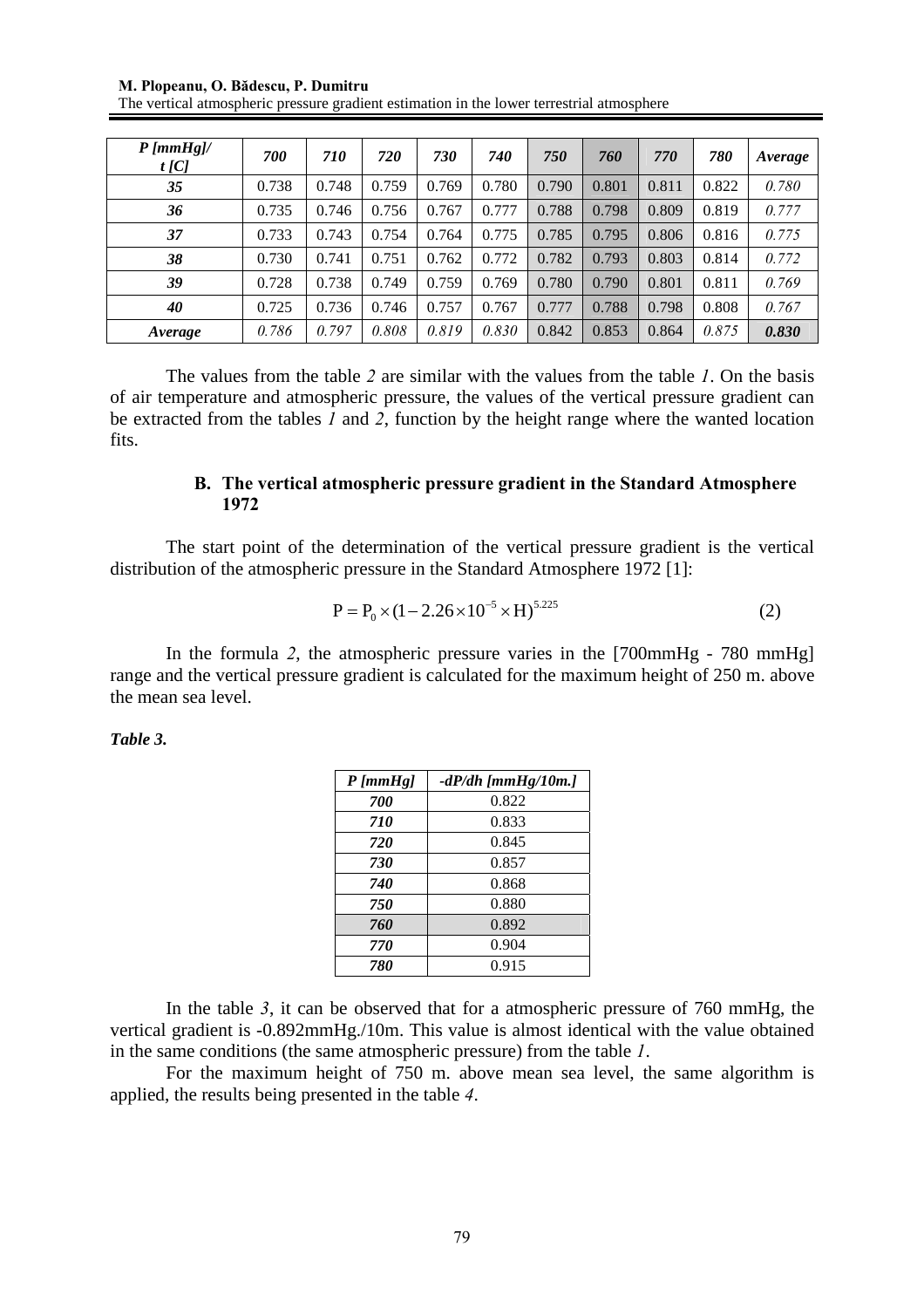| *P [mmHg]/ t [C]* | *700* | *710* | *720* | *730* | *740* | *750* | *760* | *770* | *780* | *Average* |
|---|---|---|---|---|---|---|---|---|---|---|
| ***35*** | 0.738 | 0.748 | 0.759 | 0.769 | 0.780 | 0.790 | 0.801 | 0.811 | 0.822 | *0.780* |
| ***36*** | 0.735 | 0.746 | 0.756 | 0.767 | 0.777 | 0.788 | 0.798 | 0.809 | 0.819 | *0.777* |
| ***37*** | 0.733 | 0.743 | 0.754 | 0.764 | 0.775 | 0.785 | 0.795 | 0.806 | 0.816 | *0.775* |
| ***38*** | 0.730 | 0.741 | 0.751 | 0.762 | 0.772 | 0.782 | 0.793 | 0.803 | 0.814 | *0.772* |
| ***39*** | 0.728 | 0.738 | 0.749 | 0.759 | 0.769 | 0.780 | 0.790 | 0.801 | 0.811 | *0.769* |
| ***40*** | 0.725 | 0.736 | 0.746 | 0.757 | 0.767 | 0.777 | 0.788 | 0.798 | 0.808 | *0.767* |
| ***Average*** | *0.786* | *0.797* | *0.808* | *0.819* | *0.830* | 0.842 | 0.853 | 0.864 | *0.875* | ***0.830*** |

The values from the table *2* are similar with the values from the table *1*. On the basis of air temperature and atmospheric pressure, the values of the vertical pressure gradient can be extracted from the tables *1* and *2*, function by the height range where the wanted location fits.

### B. The vertical atmospheric pressure gradient in the Standard Atmosphere 1972

The start point of the determination of the vertical pressure gradient is the vertical distribution of the atmospheric pressure in the Standard Atmosphere 1972 [1]:

$$P = P_0 \times (1 - 2.26 \times 10^{-5} \times H)^{5.225} \quad (2)$$

In the formula *2*, the atmospheric pressure varies in the [700mmHg - 780 mmHg] range and the vertical pressure gradient is calculated for the maximum height of 250 m. above the mean sea level.

***Table 3.***

| *P [mmHg]* | *-dP/dh [mmHg/10m.]* |
|---|---|
| ***700*** | 0.822 |
| ***710*** | 0.833 |
| ***720*** | 0.845 |
| ***730*** | 0.857 |
| ***740*** | 0.868 |
| ***750*** | 0.880 |
| ***760*** | 0.892 |
| ***770*** | 0.904 |
| ***780*** | 0.915 |

In the table *3*, it can be observed that for a atmospheric pressure of 760 mmHg, the vertical gradient is -0.892mmHg./10m. This value is almost identical with the value obtained in the same conditions (the same atmospheric pressure) from the table *1*.

For the maximum height of 750 m. above mean sea level, the same algorithm is applied, the results being presented in the table *4*.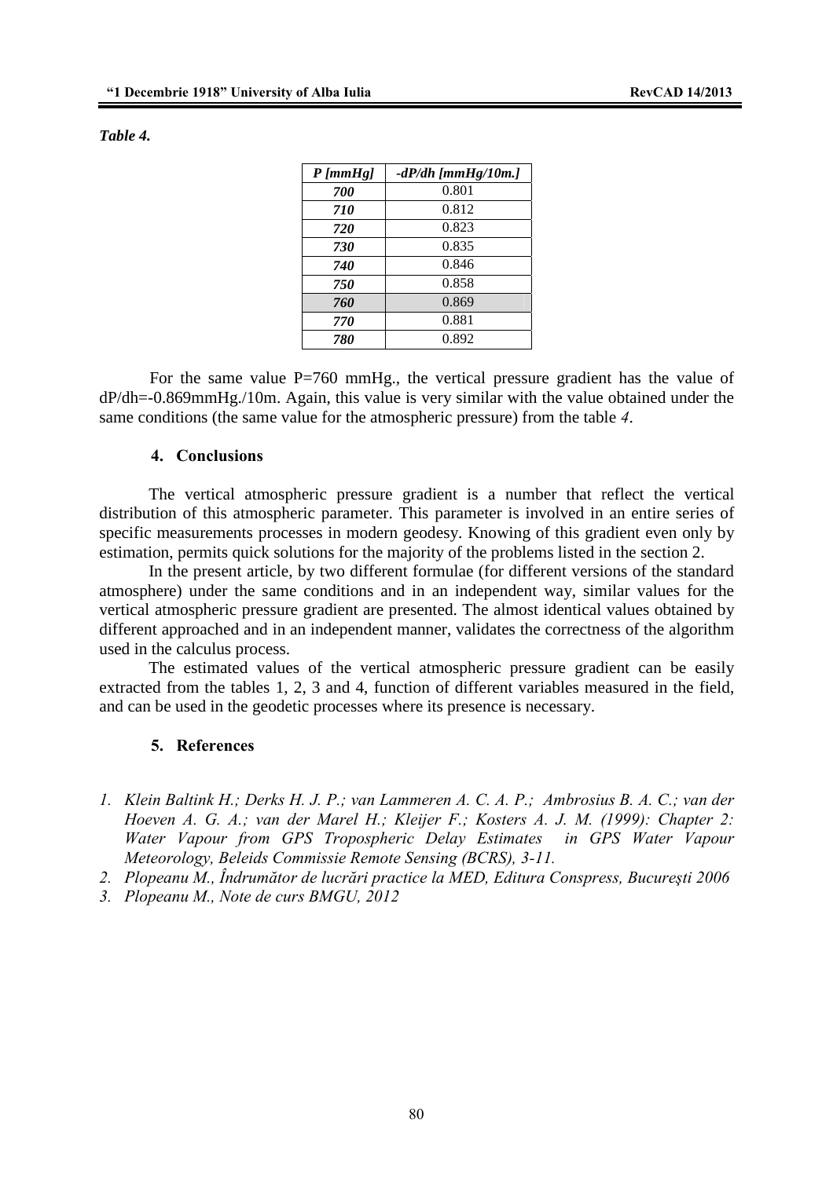*Table 4.*

| *P [mmHg]* | *-dP/dh [mmHg/10m.]* |
|---|---|
| ***700*** | 0.801 |
| ***710*** | 0.812 |
| ***720*** | 0.823 |
| ***730*** | 0.835 |
| ***740*** | 0.846 |
| ***750*** | 0.858 |
| ***760*** | 0.869 |
| ***770*** | 0.881 |
| ***780*** | 0.892 |

For the same value P=760 mmHg., the vertical pressure gradient has the value of dP/dh=-0.869mmHg./10m. Again, this value is very similar with the value obtained under the same conditions (the same value for the atmospheric pressure) from the table *4*.

## 4. Conclusions

The vertical atmospheric pressure gradient is a number that reflect the vertical distribution of this atmospheric parameter. This parameter is involved in an entire series of specific measurements processes in modern geodesy. Knowing of this gradient even only by estimation, permits quick solutions for the majority of the problems listed in the section 2.

In the present article, by two different formulae (for different versions of the standard atmosphere) under the same conditions and in an independent way, similar values for the vertical atmospheric pressure gradient are presented. The almost identical values obtained by different approached and in an independent manner, validates the correctness of the algorithm used in the calculus process.

The estimated values of the vertical atmospheric pressure gradient can be easily extracted from the tables 1, 2, 3 and 4, function of different variables measured in the field, and can be used in the geodetic processes where its presence is necessary.

## 5. References

1. *Klein Baltink H.; Derks H. J. P.; van Lammeren A. C. A. P.; Ambrosius B. A. C.; van der Hoeven A. G. A.; van der Marel H.; Kleijer F.; Kosters A. J. M. (1999): Chapter 2: Water Vapour from GPS Tropospheric Delay Estimates in GPS Water Vapour Meteorology, Beleids Commissie Remote Sensing (BCRS), 3-11.*
2. *Plopeanu M., Îndrumător de lucrări practice la MED, Editura Conspress, Bucureşti 2006*
3. *Plopeanu M., Note de curs BMGU, 2012*